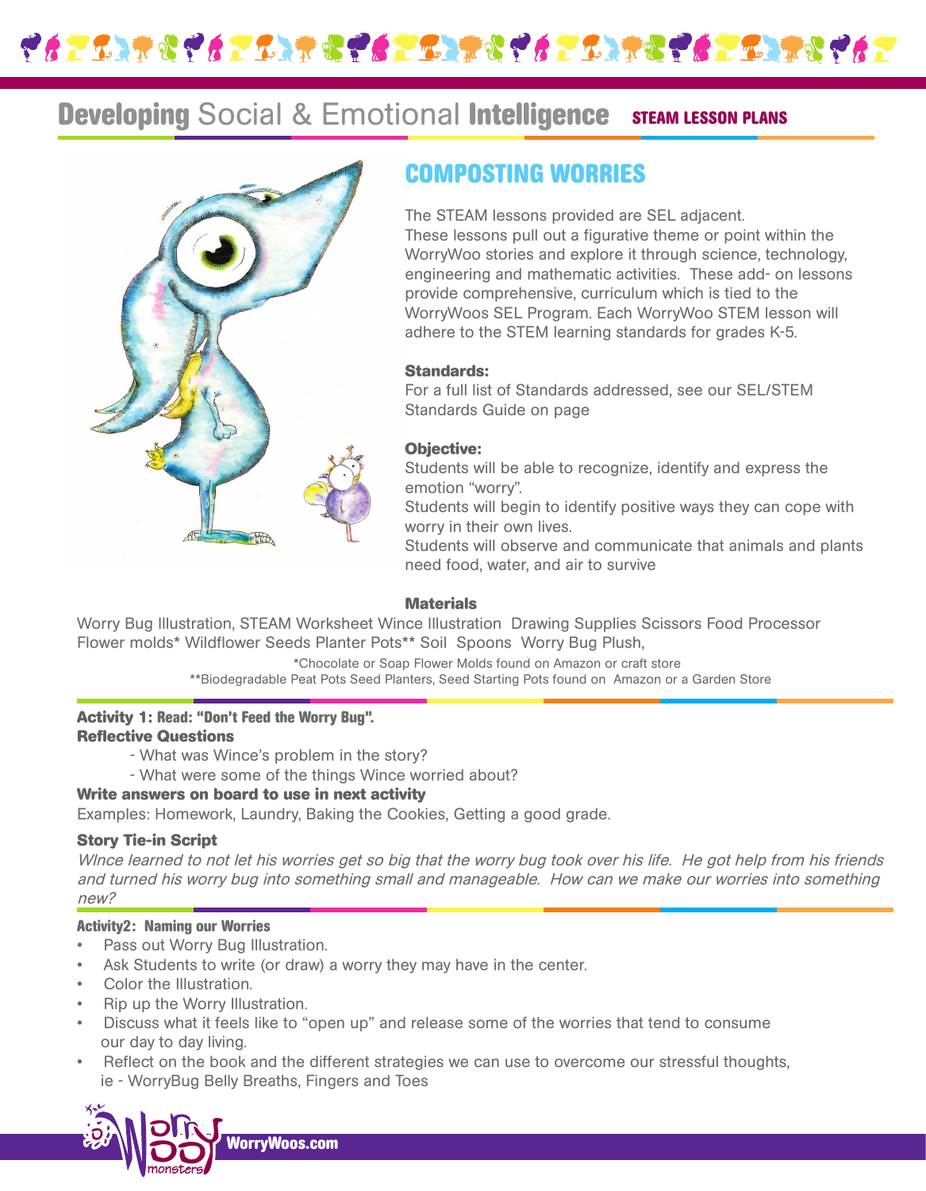# **Developing** Social & Emotional **Intelligence** STEAM LESSON PLANS

## COMPOSTING WORRIES

The STEAM lessons provided are SEL adjacent.
These lessons pull out a figurative theme or point within the WorryWoo stories and explore it through science, technology, engineering and mathematic activities. These add- on lessons provide comprehensive, curriculum which is tied to the WorryWoos SEL Program. Each WorryWoo STEM lesson will adhere to the STEM learning standards for grades K-5.

**Standards:**
For a full list of Standards addressed, see our SEL/STEM Standards Guide on page

**Objective:**
Students will be able to recognize, identify and express the emotion "worry".
Students will begin to identify positive ways they can cope with worry in their own lives.
Students will observe and communicate that animals and plants need food, water, and air to survive

**Materials**

Worry Bug Illustration, STEAM Worksheet Wince Illustration Drawing Supplies Scissors Food Processor Flower molds* Wildflower Seeds Planter Pots** Soil Spoons Worry Bug Plush,

*Chocolate or Soap Flower Molds found on Amazon or craft store
**Biodegradable Peat Pots Seed Planters, Seed Starting Pots found on Amazon or a Garden Store

**Activity 1: Read: "Don't Feed the Worry Bug".**
**Reflective Questions**

- What was Wince's problem in the story?
- What were some of the things Wince worried about?

**Write answers on board to use in next activity**
Examples: Homework, Laundry, Baking the Cookies, Getting a good grade.

**Story Tie-in Script**
*WInce learned to not let his worries get so big that the worry bug took over his life. He got help from his friends and turned his worry bug into something small and manageable. How can we make our worries into something new?*

**Activity2: Naming our Worries**

- Pass out Worry Bug Illustration.
- Ask Students to write (or draw) a worry they may have in the center.
- Color the Illustration.
- Rip up the Worry Illustration.
- Discuss what it feels like to "open up" and release some of the worries that tend to consume our day to day living.
- Reflect on the book and the different strategies we can use to overcome our stressful thoughts, ie - WorryBug Belly Breaths, Fingers and Toes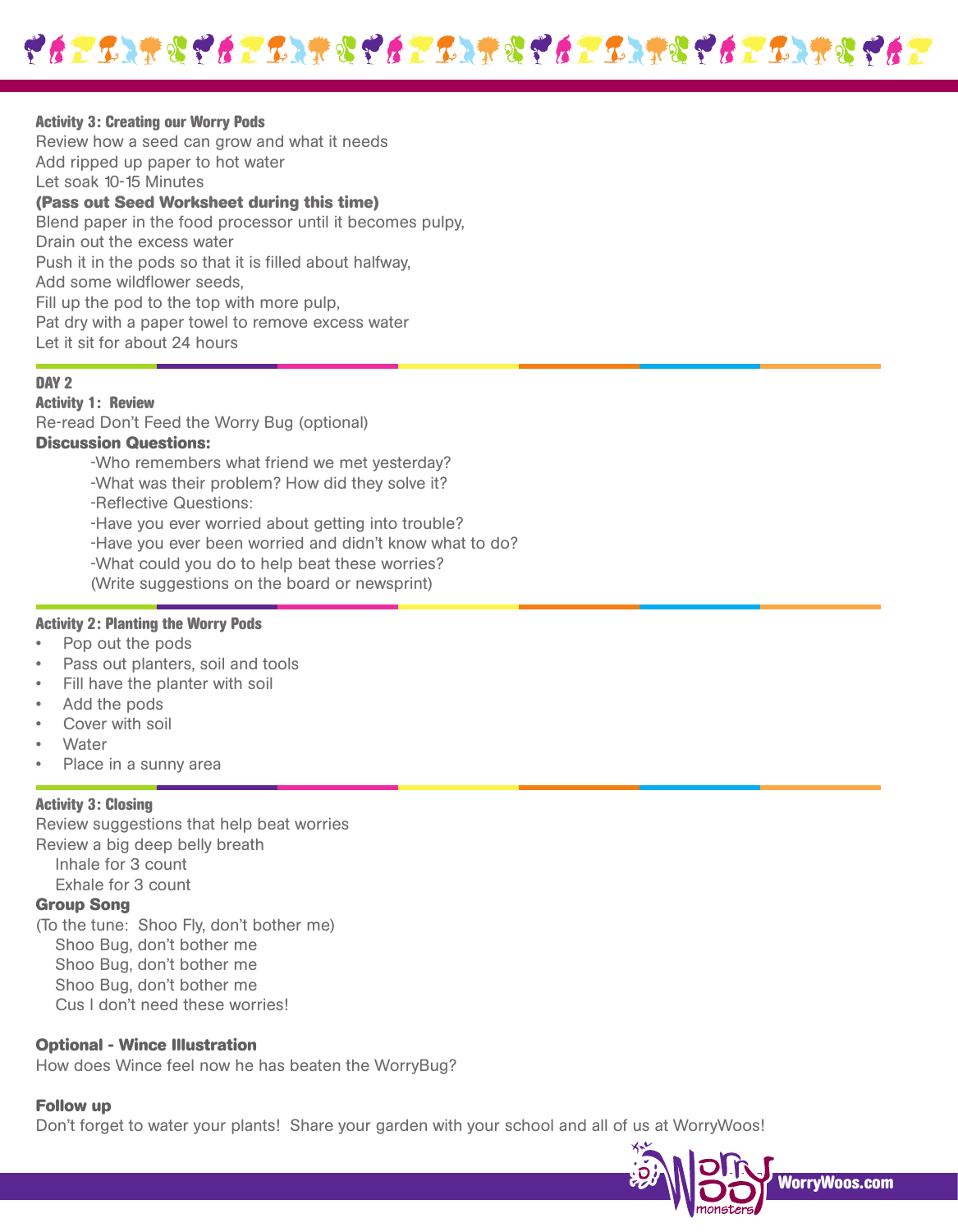### Activity 3: Creating our Worry Pods

Review how a seed can grow and what it needs
Add ripped up paper to hot water
Let soak 10-15 Minutes

**(Pass out Seed Worksheet during this time)**

Blend paper in the food processor until it becomes pulpy,
Drain out the excess water
Push it in the pods so that it is filled about halfway,
Add some wildflower seeds,
Fill up the pod to the top with more pulp,
Pat dry with a paper towel to remove excess water
Let it sit for about 24 hours

## DAY 2

### Activity 1: Review

Re-read Don't Feed the Worry Bug (optional)

**Discussion Questions:**

-Who remembers what friend we met yesterday?
-What was their problem? How did they solve it?
-Reflective Questions:
-Have you ever worried about getting into trouble?
-Have you ever been worried and didn't know what to do?
-What could you do to help beat these worries?
(Write suggestions on the board or newsprint)

### Activity 2: Planting the Worry Pods

- Pop out the pods
- Pass out planters, soil and tools
- Fill have the planter with soil
- Add the pods
- Cover with soil
- Water
- Place in a sunny area

### Activity 3: Closing

Review suggestions that help beat worries
Review a big deep belly breath
Inhale for 3 count
Exhale for 3 count

**Group Song**

(To the tune: Shoo Fly, don't bother me)
Shoo Bug, don't bother me
Shoo Bug, don't bother me
Shoo Bug, don't bother me
Cus I don't need these worries!

**Optional - Wince Illustration**

How does Wince feel now he has beaten the WorryBug?

**Follow up**

Don't forget to water your plants! Share your garden with your school and all of us at WorryWoos!